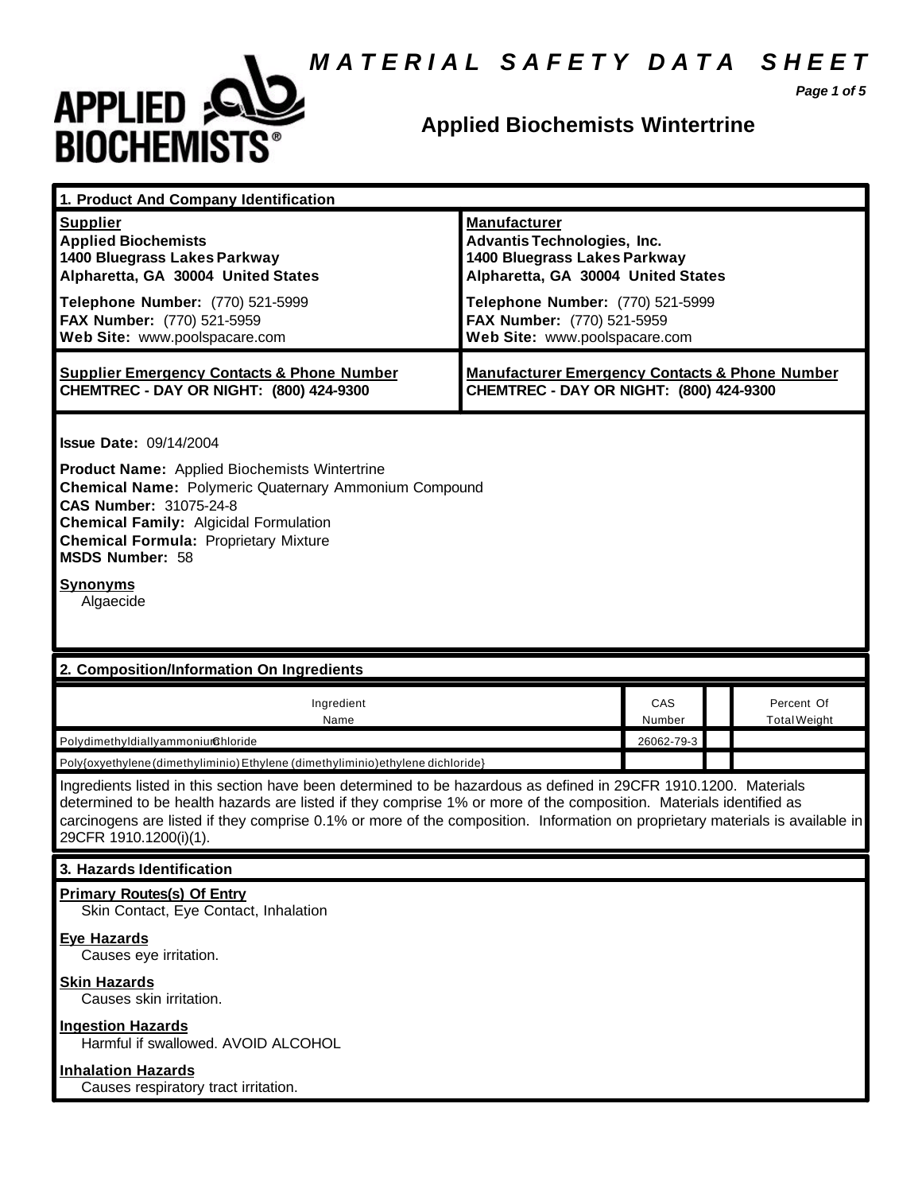# MATERIAL SAFETY DATA SHEET

## Applied Biochemists Wintertrine

### 1. Product And Company Identification

**Supplier**
**Applied Biochemists**
**1400 Bluegrass Lakes Parkway**
**Alpharetta, GA 30004 United States**

**Telephone Number:** (770) 521-5999
**FAX Number:** (770) 521-5959
**Web Site:** www.poolspacare.com

**Manufacturer**
**Advantis Technologies, Inc.**
**1400 Bluegrass Lakes Parkway**
**Alpharetta, GA 30004 United States**

**Telephone Number:** (770) 521-5999
**FAX Number:** (770) 521-5959
**Web Site:** www.poolspacare.com

**Supplier Emergency Contacts & Phone Number**
**CHEMTREC - DAY OR NIGHT: (800) 424-9300**

**Manufacturer Emergency Contacts & Phone Number**
**CHEMTREC - DAY OR NIGHT: (800) 424-9300**

**Issue Date:** 09/14/2004

**Product Name:** Applied Biochemists Wintertrine
**Chemical Name:** Polymeric Quaternary Ammonium Compound
**CAS Number:** 31075-24-8
**Chemical Family:** Algicidal Formulation
**Chemical Formula:** Proprietary Mixture
**MSDS Number:** 58

**Synonyms**
Algaecide

### 2. Composition/Information On Ingredients

| Ingredient Name | CAS Number | | Percent Of Total Weight |
|---|---|---|---|
| Polydimethyldiallyammonium Chloride | 26062-79-3 | | |
| Poly{oxyethylene (dimethyliminio) Ethylene (dimethyliminio)ethylene dichloride} | | | |

Ingredients listed in this section have been determined to be hazardous as defined in 29CFR 1910.1200. Materials determined to be health hazards are listed if they comprise 1% or more of the composition. Materials identified as carcinogens are listed if they comprise 0.1% or more of the composition. Information on proprietary materials is available in 29CFR 1910.1200(i)(1).

### 3. Hazards Identification

**Primary Routes(s) Of Entry**
Skin Contact, Eye Contact, Inhalation

**Eye Hazards**
Causes eye irritation.

**Skin Hazards**
Causes skin irritation.

**Ingestion Hazards**
Harmful if swallowed. AVOID ALCOHOL

**Inhalation Hazards**
Causes respiratory tract irritation.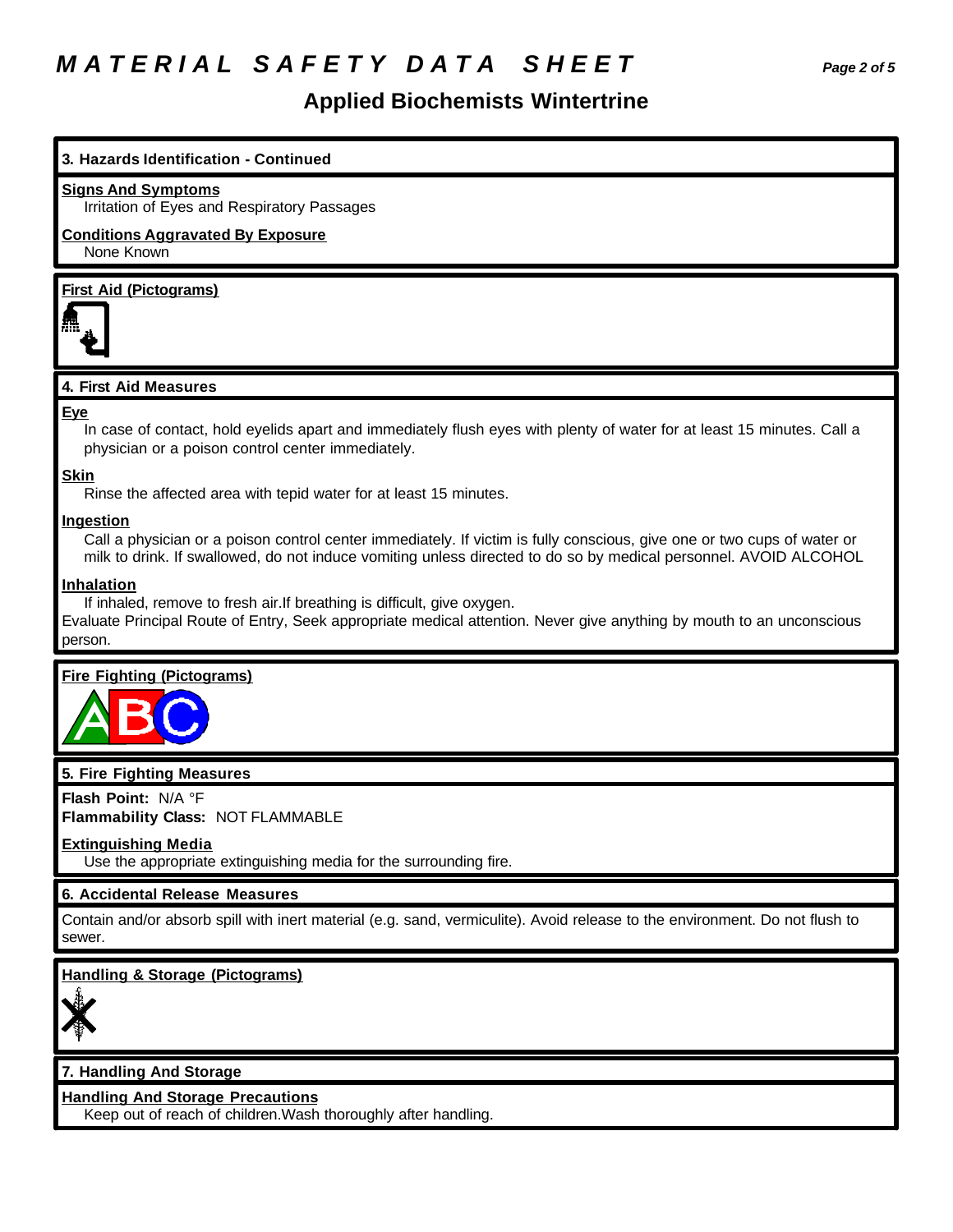# MATERIAL SAFETY DATA SHEET

## Applied Biochemists Wintertrine

### 3. Hazards Identification - Continued

**Signs And Symptoms**

Irritation of Eyes and Respiratory Passages

**Conditions Aggravated By Exposure**

None Known

**First Aid (Pictograms)**

### 4. First Aid Measures

**Eye**

In case of contact, hold eyelids apart and immediately flush eyes with plenty of water for at least 15 minutes. Call a physician or a poison control center immediately.

**Skin**

Rinse the affected area with tepid water for at least 15 minutes.

**Ingestion**

Call a physician or a poison control center immediately. If victim is fully conscious, give one or two cups of water or milk to drink. If swallowed, do not induce vomiting unless directed to do so by medical personnel. AVOID ALCOHOL

**Inhalation**

If inhaled, remove to fresh air.If breathing is difficult, give oxygen.

Evaluate Principal Route of Entry, Seek appropriate medical attention. Never give anything by mouth to an unconscious person.

**Fire Fighting (Pictograms)**

### 5. Fire Fighting Measures

**Flash Point:** N/A °F

**Flammability Class:** NOT FLAMMABLE

**Extinguishing Media**

Use the appropriate extinguishing media for the surrounding fire.

### 6. Accidental Release Measures

Contain and/or absorb spill with inert material (e.g. sand, vermiculite). Avoid release to the environment. Do not flush to sewer.

**Handling & Storage (Pictograms)**

### 7. Handling And Storage

**Handling And Storage Precautions**

Keep out of reach of children.Wash thoroughly after handling.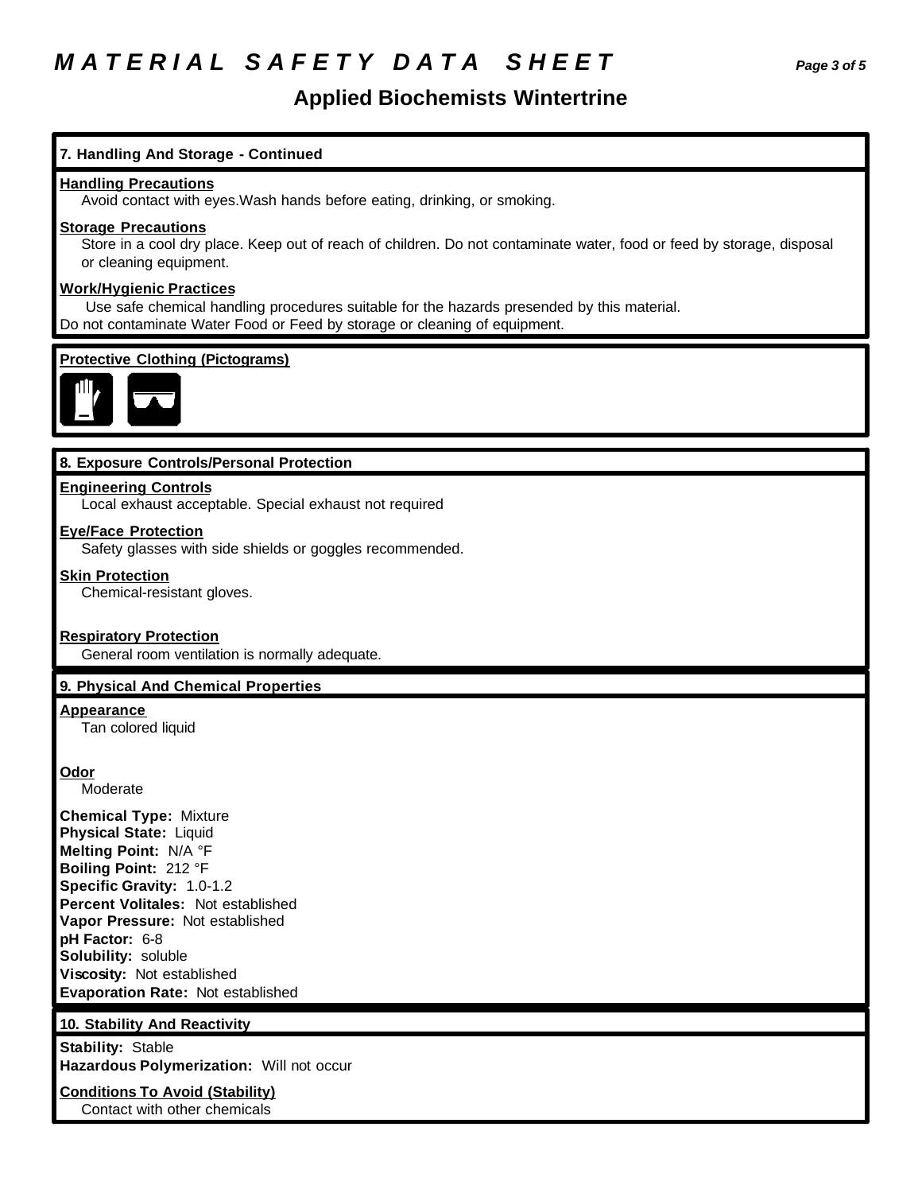# MATERIAL SAFETY DATA SHEET

## Applied Biochemists Wintertrine

### 7. Handling And Storage - Continued

**Handling Precautions**
Avoid contact with eyes.Wash hands before eating, drinking, or smoking.

**Storage Precautions**
Store in a cool dry place. Keep out of reach of children. Do not contaminate water, food or feed by storage, disposal or cleaning equipment.

**Work/Hygienic Practices**
Use safe chemical handling procedures suitable for the hazards presended by this material.
Do not contaminate Water Food or Feed by storage or cleaning of equipment.

**Protective Clothing (Pictograms)**

### 8. Exposure Controls/Personal Protection

**Engineering Controls**
Local exhaust acceptable. Special exhaust not required

**Eye/Face Protection**
Safety glasses with side shields or goggles recommended.

**Skin Protection**
Chemical-resistant gloves.

**Respiratory Protection**
General room ventilation is normally adequate.

### 9. Physical And Chemical Properties

**Appearance**
Tan colored liquid

**Odor**
Moderate

**Chemical Type:** Mixture
**Physical State:** Liquid
**Melting Point:** N/A °F
**Boiling Point:** 212 °F
**Specific Gravity:** 1.0-1.2
**Percent Volitales:** Not established
**Vapor Pressure:** Not established
**pH Factor:** 6-8
**Solubility:** soluble
**Viscosity:** Not established
**Evaporation Rate:** Not established

### 10. Stability And Reactivity

**Stability:** Stable
**Hazardous Polymerization:** Will not occur

**Conditions To Avoid (Stability)**
Contact with other chemicals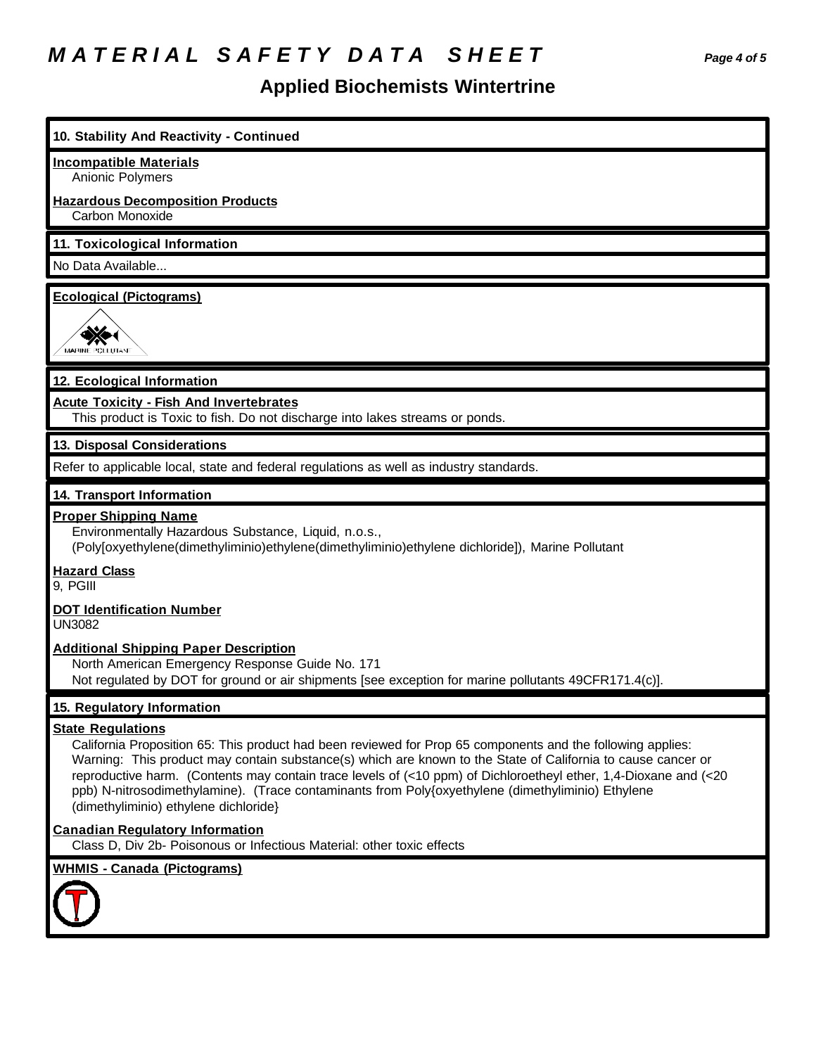### 10. Stability And Reactivity - Continued

**Incompatible Materials**
Anionic Polymers

**Hazardous Decomposition Products**
Carbon Monoxide

### 11. Toxicological Information

No Data Available...

**Ecological (Pictograms)**

### 12. Ecological Information

**Acute Toxicity - Fish And Invertebrates**
This product is Toxic to fish. Do not discharge into lakes streams or ponds.

### 13. Disposal Considerations

Refer to applicable local, state and federal regulations as well as industry standards.

### 14. Transport Information

**Proper Shipping Name**
Environmentally Hazardous Substance, Liquid, n.o.s., (Poly[oxyethylene(dimethyliminio)ethylene(dimethyliminio)ethylene dichloride]), Marine Pollutant

**Hazard Class**
9, PGIII

**DOT Identification Number**
UN3082

**Additional Shipping Paper Description**
North American Emergency Response Guide No. 171
Not regulated by DOT for ground or air shipments [see exception for marine pollutants 49CFR171.4(c)].

### 15. Regulatory Information

**State Regulations**
California Proposition 65: This product had been reviewed for Prop 65 components and the following applies: Warning: This product may contain substance(s) which are known to the State of California to cause cancer or reproductive harm. (Contents may contain trace levels of (<10 ppm) of Dichloroetheyl ether, 1,4-Dioxane and (<20 ppb) N-nitrosodimethylamine). (Trace contaminants from Poly{oxyethylene (dimethyliminio) Ethylene (dimethyliminio) ethylene dichloride}

**Canadian Regulatory Information**
Class D, Div 2b- Poisonous or Infectious Material: other toxic effects

**WHMIS - Canada (Pictograms)**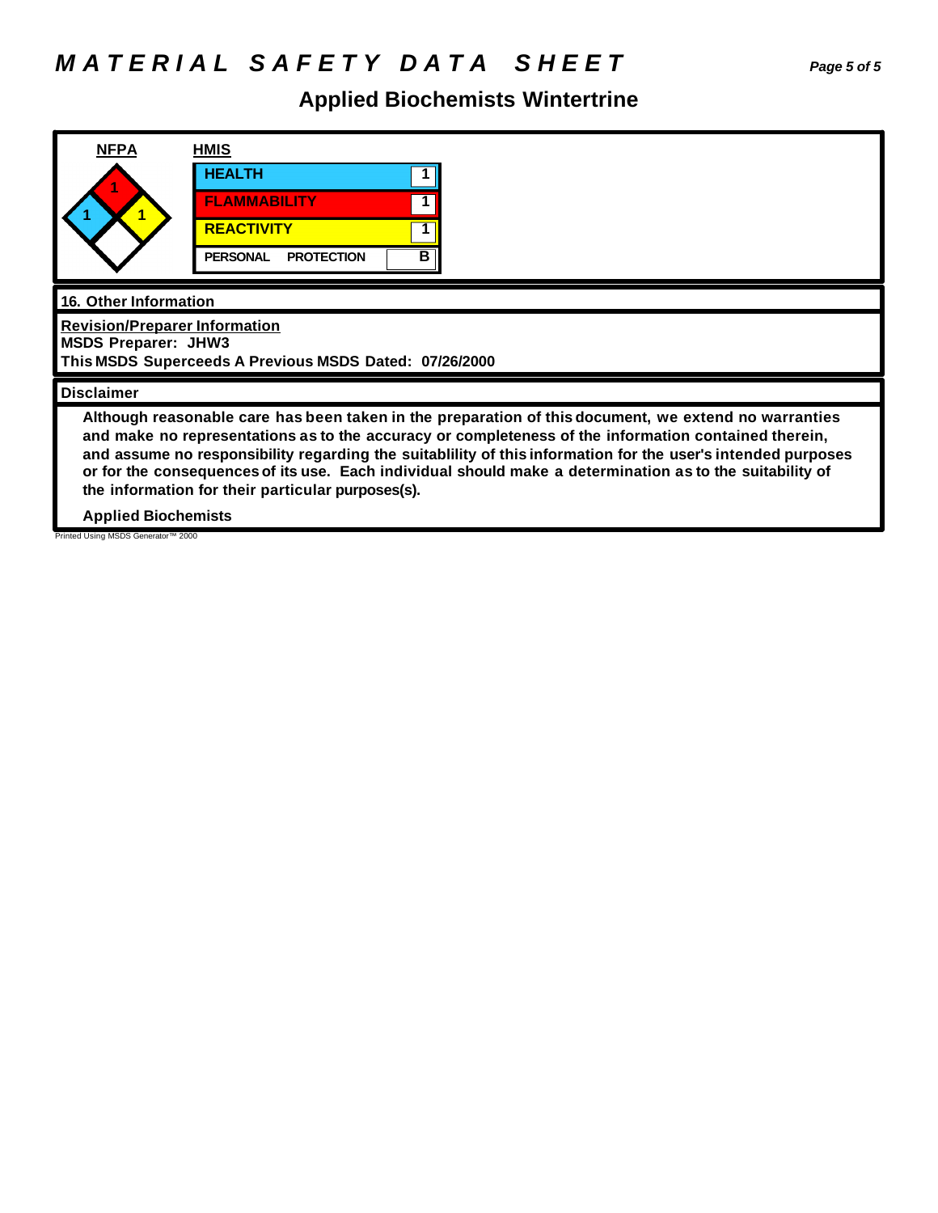# MATERIAL SAFETY DATA SHEET

## Applied Biochemists Wintertrine

**NFPA**

1
1 1

**HMIS**

| | |
|---|---|
| HEALTH | 1 |
| FLAMMABILITY | 1 |
| REACTIVITY | 1 |
| PERSONAL PROTECTION | B |

### 16. Other Information

**Revision/Preparer Information**

**MSDS Preparer: JHW3**

**This MSDS Superceeds A Previous MSDS Dated: 07/26/2000**

### Disclaimer

**Although reasonable care has been taken in the preparation of this document, we extend no warranties and make no representations as to the accuracy or completeness of the information contained therein, and assume no responsibility regarding the suitablility of this information for the user's intended purposes or for the consequences of its use. Each individual should make a determination as to the suitability of the information for their particular purposes(s).**

**Applied Biochemists**

Printed Using MSDS Generator™ 2000